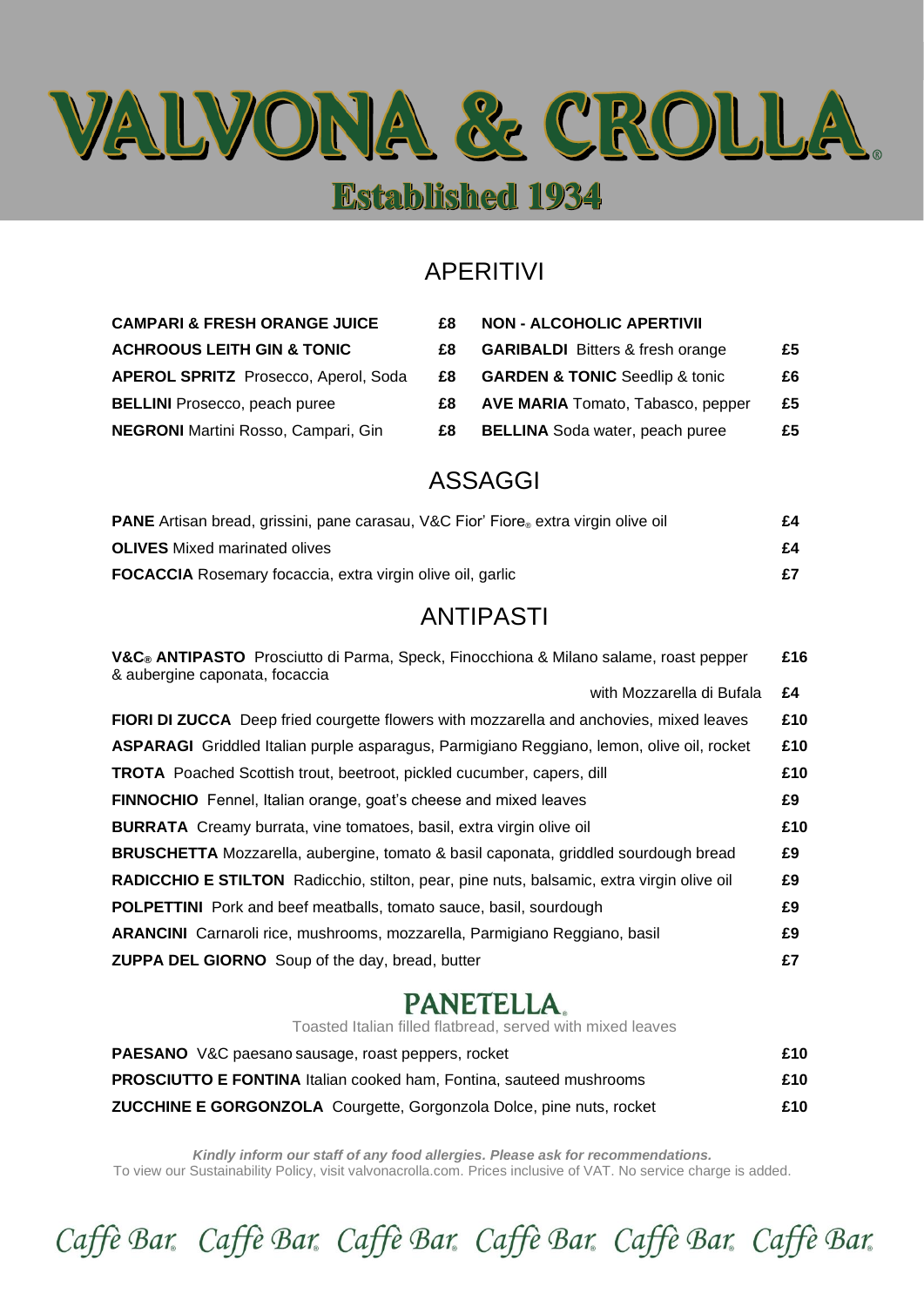# VALVONA & CROLLA®

**Established 1934**

## APERITIVI

| | | | |
|---|---|---|---|
| **CAMPARI & FRESH ORANGE JUICE** | £8 | **NON - ALCOHOLIC APERTIVII** | |
| **ACHROOUS LEITH GIN & TONIC** | £8 | **GARIBALDI** Bitters & fresh orange | £5 |
| **APEROL SPRITZ** Prosecco, Aperol, Soda | £8 | **GARDEN & TONIC** Seedlip & tonic | £6 |
| **BELLINI** Prosecco, peach puree | £8 | **AVE MARIA** Tomato, Tabasco, pepper | £5 |
| **NEGRONI** Martini Rosso, Campari, Gin | £8 | **BELLINA** Soda water, peach puree | £5 |

## ASSAGGI

| | |
|---|---|
| **PANE** Artisan bread, grissini, pane carasau, V&C Fior' Fiore® extra virgin olive oil | £4 |
| **OLIVES** Mixed marinated olives | £4 |
| **FOCACCIA** Rosemary focaccia, extra virgin olive oil, garlic | £7 |

## ANTIPASTI

| | |
|---|---|
| **V&C® ANTIPASTO** Prosciutto di Parma, Speck, Finocchiona & Milano salame, roast pepper & aubergine caponata, focaccia | £16 |
| with Mozzarella di Bufala | £4 |
| **FIORI DI ZUCCA** Deep fried courgette flowers with mozzarella and anchovies, mixed leaves | £10 |
| **ASPARAGI** Griddled Italian purple asparagus, Parmigiano Reggiano, lemon, olive oil, rocket | £10 |
| **TROTA** Poached Scottish trout, beetroot, pickled cucumber, capers, dill | £10 |
| **FINNOCHIO** Fennel, Italian orange, goat's cheese and mixed leaves | £9 |
| **BURRATA** Creamy burrata, vine tomatoes, basil, extra virgin olive oil | £10 |
| **BRUSCHETTA** Mozzarella, aubergine, tomato & basil caponata, griddled sourdough bread | £9 |
| **RADICCHIO E STILTON** Radicchio, stilton, pear, pine nuts, balsamic, extra virgin olive oil | £9 |
| **POLPETTINI** Pork and beef meatballs, tomato sauce, basil, sourdough | £9 |
| **ARANCINI** Carnaroli rice, mushrooms, mozzarella, Parmigiano Reggiano, basil | £9 |
| **ZUPPA DEL GIORNO** Soup of the day, bread, butter | £7 |

## PANETELLA®

Toasted Italian filled flatbread, served with mixed leaves

| | |
|---|---|
| **PAESANO** V&C paesano sausage, roast peppers, rocket | £10 |
| **PROSCIUTTO E FONTINA** Italian cooked ham, Fontina, sauteed mushrooms | £10 |
| **ZUCCHINE E GORGONZOLA** Courgette, Gorgonzola Dolce, pine nuts, rocket | £10 |

***Kindly inform our staff of any food allergies. Please ask for recommendations.***

To view our Sustainability Policy, visit valvonacrolla.com. Prices inclusive of VAT. No service charge is added.

Caffè Bar® Caffè Bar® Caffè Bar® Caffè Bar® Caffè Bar® Caffè Bar®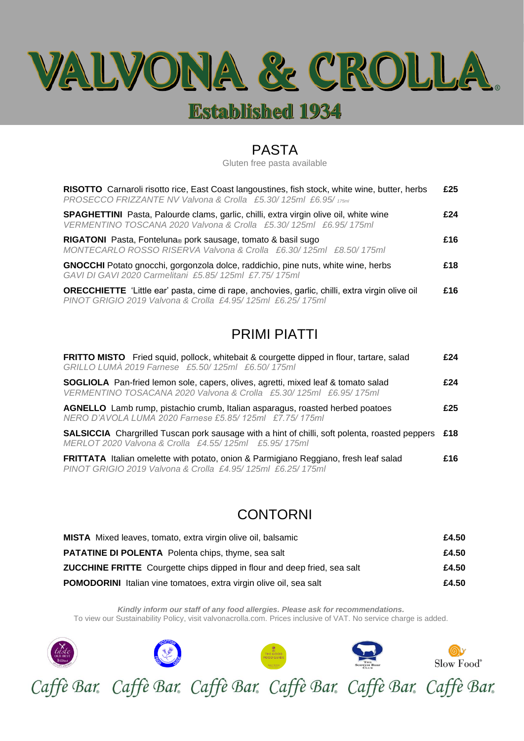# VALVONA & CROLLA®

**Established 1934**

## PASTA

Gluten free pasta available

**RISOTTO** Carnaroli risotto rice, East Coast langoustines, fish stock, white wine, butter, herbs **£25**
*PROSECCO FRIZZANTE NV Valvona & Crolla £5.30/ 125ml £6.95/ 175ml*

**SPAGHETTINI** Pasta, Palourde clams, garlic, chilli, extra virgin olive oil, white wine **£24**
*VERMENTINO TOSCANA 2020 Valvona & Crolla £5.30/ 125ml £6.95/ 175ml*

**RIGATONI** Pasta, Fonteluna® pork sausage, tomato & basil sugo **£16**
*MONTECARLO ROSSO RISERVA Valvona & Crolla £6.30/ 125ml £8.50/ 175ml*

**GNOCCHI** Potato gnocchi, gorgonzola dolce, raddichio, pine nuts, white wine, herbs **£18**
*GAVI DI GAVI 2020 Carmelitani £5.85/ 125ml £7.75/ 175ml*

**ORECCHIETTE** 'Little ear' pasta, cime di rape, anchovies, garlic, chilli, extra virgin olive oil **£16**
*PINOT GRIGIO 2019 Valvona & Crolla £4.95/ 125ml £6.25/ 175ml*

## PRIMI PIATTI

**FRITTO MISTO** Fried squid, pollock, whitebait & courgette dipped in flour, tartare, salad **£24**
*GRILLO LUMÀ 2019 Farnese £5.50/ 125ml £6.50/ 175ml*

**SOGLIOLA** Pan-fried lemon sole, capers, olives, agretti, mixed leaf & tomato salad **£24**
*VERMENTINO TOSACANA 2020 Valvona & Crolla £5.30/ 125ml £6.95/ 175ml*

**AGNELLO** Lamb rump, pistachio crumb, Italian asparagus, roasted herbed poatoes **£25**
*NERO D'AVOLA LUMA 2020 Farnese £5.85/ 125ml £7.75/ 175ml*

**SALSICCIA** Chargrilled Tuscan pork sausage with a hint of chilli, soft polenta, roasted peppers **£18**
*MERLOT 2020 Valvona & Crolla £4.55/ 125ml £5.95/ 175ml*

**FRITTATA** Italian omelette with potato, onion & Parmigiano Reggiano, fresh leaf salad **£16**
*PINOT GRIGIO 2019 Valvona & Crolla £4.95/ 125ml £6.25/ 175ml*

## CONTORNI

**MISTA** Mixed leaves, tomato, extra virgin olive oil, balsamic **£4.50**

**PATATINE DI POLENTA** Polenta chips, thyme, sea salt **£4.50**

**ZUCCHINE FRITTE** Courgette chips dipped in flour and deep fried, sea salt **£4.50**

**POMODORINI** Italian vine tomatoes, extra virgin olive oil, sea salt **£4.50**

***Kindly inform our staff of any food allergies. Please ask for recommendations.***
To view our Sustainability Policy, visit valvonacrolla.com. Prices inclusive of VAT. No service charge is added.

Slow Food®

Caffè Bar® Caffè Bar® Caffè Bar® Caffè Bar® Caffè Bar® Caffè Bar®